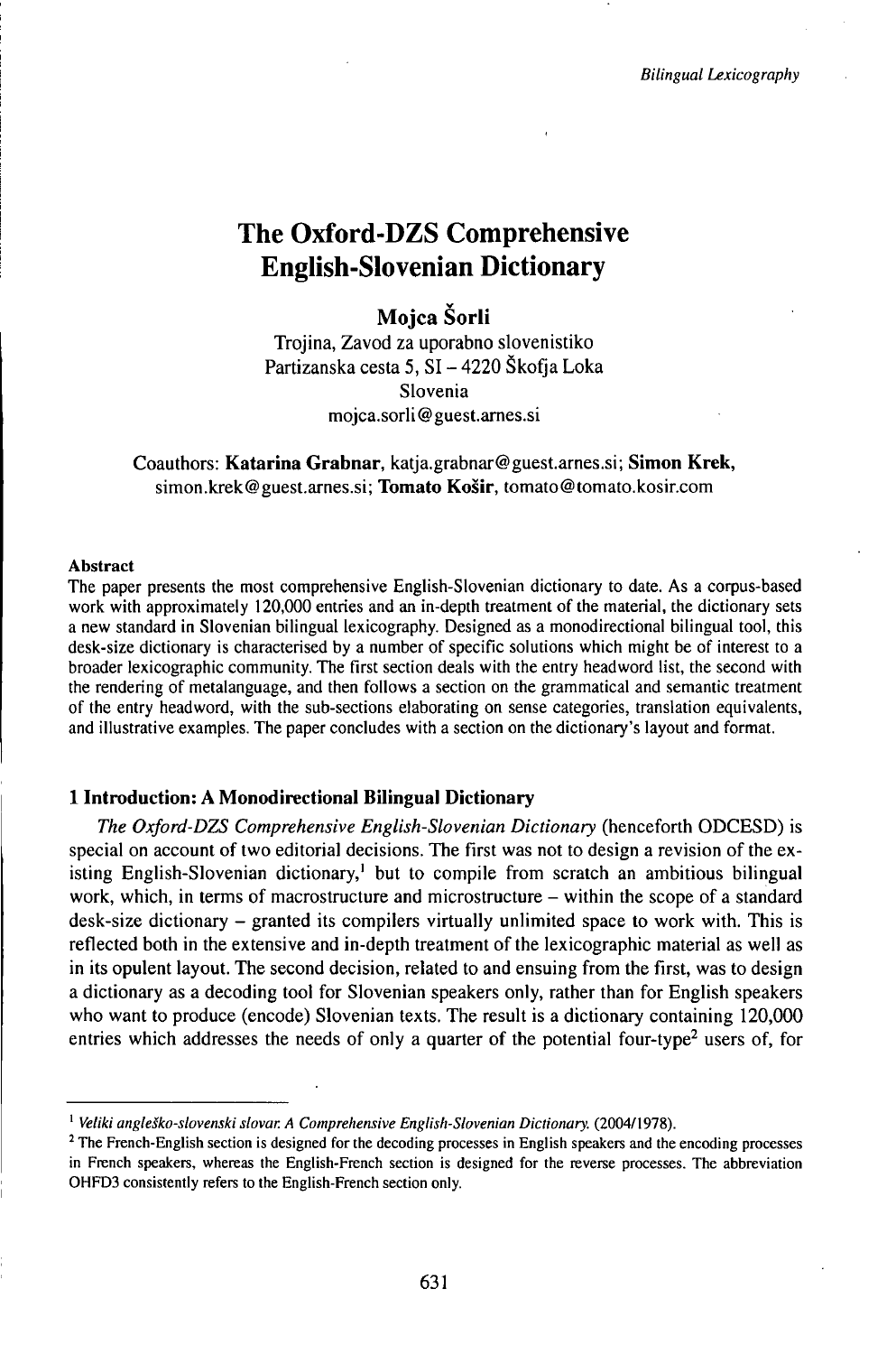# The Oxford-DZS Comprehensive English-Slovenian Dictionary

**Mojca Šorli**

Trojina, Zavod za uporabno slovenistiko
Partizanska cesta 5, SI – 4220 Škofja Loka
Slovenia
mojca.sorli@guest.arnes.si

Coauthors: **Katarina Grabnar**, katja.grabnar@guest.arnes.si; **Simon Krek**, simon.krek@guest.arnes.si; **Tomato Košir**, tomato@tomato.kosir.com

### Abstract

The paper presents the most comprehensive English-Slovenian dictionary to date. As a corpus-based work with approximately 120,000 entries and an in-depth treatment of the material, the dictionary sets a new standard in Slovenian bilingual lexicography. Designed as a monodirectional bilingual tool, this desk-size dictionary is characterised by a number of specific solutions which might be of interest to a broader lexicographic community. The first section deals with the entry headword list, the second with the rendering of metalanguage, and then follows a section on the grammatical and semantic treatment of the entry headword, with the sub-sections elaborating on sense categories, translation equivalents, and illustrative examples. The paper concludes with a section on the dictionary's layout and format.

## 1 Introduction: A Monodirectional Bilingual Dictionary

*The Oxford-DZS Comprehensive English-Slovenian Dictionary* (henceforth ODCESD) is special on account of two editorial decisions. The first was not to design a revision of the existing English-Slovenian dictionary,[1] but to compile from scratch an ambitious bilingual work, which, in terms of macrostructure and microstructure – within the scope of a standard desk-size dictionary – granted its compilers virtually unlimited space to work with. This is reflected both in the extensive and in-depth treatment of the lexicographic material as well as in its opulent layout. The second decision, related to and ensuing from the first, was to design a dictionary as a decoding tool for Slovenian speakers only, rather than for English speakers who want to produce (encode) Slovenian texts. The result is a dictionary containing 120,000 entries which addresses the needs of only a quarter of the potential four-type[2] users of, for

---

[1] *Veliki angleško-slovenski slovar. A Comprehensive English-Slovenian Dictionary.* (2004/1978).

[2] The French-English section is designed for the decoding processes in English speakers and the encoding processes in French speakers, whereas the English-French section is designed for the reverse processes. The abbreviation OHFD3 consistently refers to the English-French section only.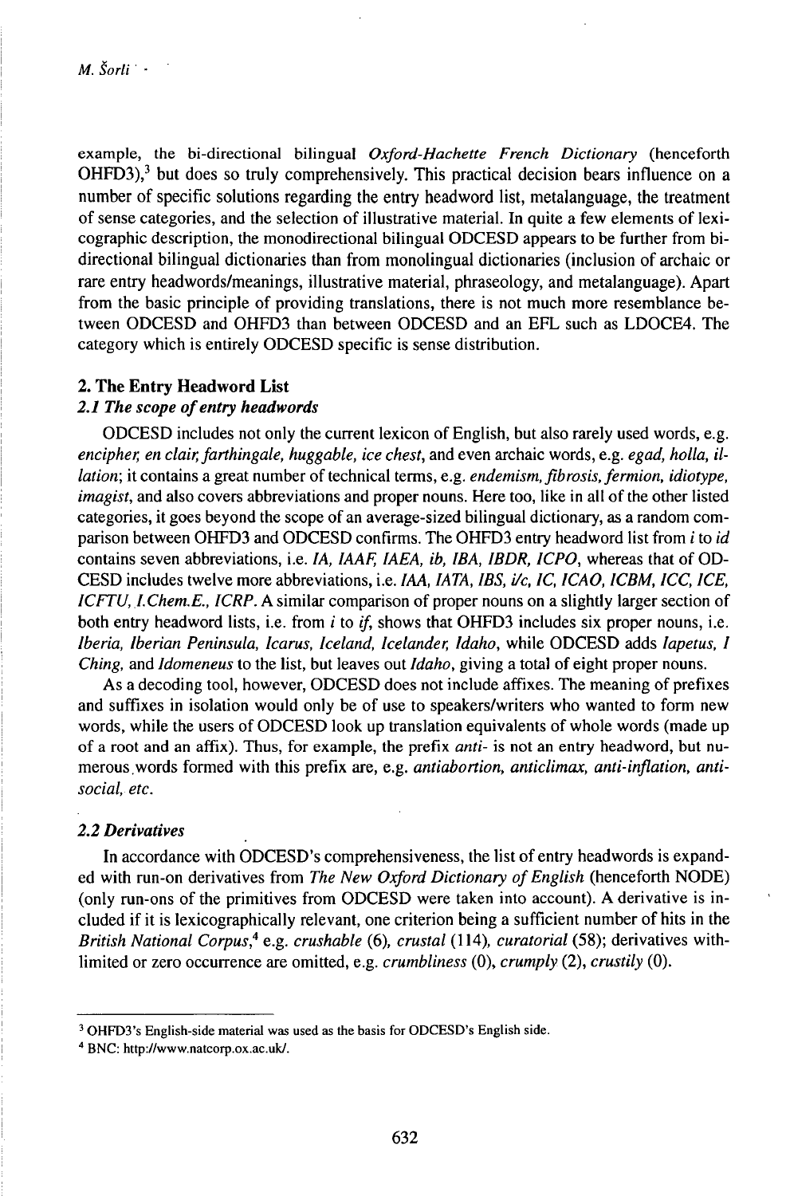example, the bi-directional bilingual *Oxford-Hachette French Dictionary* (henceforth OHFD3),[3] but does so truly comprehensively. This practical decision bears influence on a number of specific solutions regarding the entry headword list, metalanguage, the treatment of sense categories, and the selection of illustrative material. In quite a few elements of lexicographic description, the monodirectional bilingual ODCESD appears to be further from bi-directional bilingual dictionaries than from monolingual dictionaries (inclusion of archaic or rare entry headwords/meanings, illustrative material, phraseology, and metalanguage). Apart from the basic principle of providing translations, there is not much more resemblance between ODCESD and OHFD3 than between ODCESD and an EFL such as LDOCE4. The category which is entirely ODCESD specific is sense distribution.

## 2. The Entry Headword List

### 2.1 The scope of entry headwords

ODCESD includes not only the current lexicon of English, but also rarely used words, e.g. *encipher, en clair, farthingale, huggable, ice chest*, and even archaic words, e.g. *egad, holla, illation*; it contains a great number of technical terms, e.g. *endemism, fibrosis, fermion, idiotype, imagist*, and also covers abbreviations and proper nouns. Here too, like in all of the other listed categories, it goes beyond the scope of an average-sized bilingual dictionary, as a random comparison between OHFD3 and ODCESD confirms. The OHFD3 entry headword list from *i* to *id* contains seven abbreviations, i.e. *IA, IAAF, IAEA, ib, IBA, IBDR, ICPO*, whereas that of ODCESD includes twelve more abbreviations, i.e. *IAA, IATA, IBS, i/c, IC, ICAO, ICBM, ICC, ICE, ICFTU, I.Chem.E., ICRP*. A similar comparison of proper nouns on a slightly larger section of both entry headword lists, i.e. from *i* to *if*, shows that OHFD3 includes six proper nouns, i.e. *Iberia, Iberian Peninsula, Icarus, Iceland, Icelander, Idaho*, while ODCESD adds *Iapetus, I Ching*, and *Idomeneus* to the list, but leaves out *Idaho*, giving a total of eight proper nouns.

As a decoding tool, however, ODCESD does not include affixes. The meaning of prefixes and suffixes in isolation would only be of use to speakers/writers who wanted to form new words, while the users of ODCESD look up translation equivalents of whole words (made up of a root and an affix). Thus, for example, the prefix *anti-* is not an entry headword, but numerous words formed with this prefix are, e.g. *antiabortion, anticlimax, anti-inflation, antisocial, etc.*

### 2.2 Derivatives

In accordance with ODCESD's comprehensiveness, the list of entry headwords is expanded with run-on derivatives from *The New Oxford Dictionary of English* (henceforth NODE) (only run-ons of the primitives from ODCESD were taken into account). A derivative is included if it is lexicographically relevant, one criterion being a sufficient number of hits in the *British National Corpus*,[4] e.g. *crushable* (6), *crustal* (114), *curatorial* (58); derivatives with limited or zero occurrence are omitted, e.g. *crumbliness* (0), *crumply* (2), *crustily* (0).

---

[3] OHFD3's English-side material was used as the basis for ODCESD's English side.

[4] BNC: http://www.natcorp.ox.ac.uk/.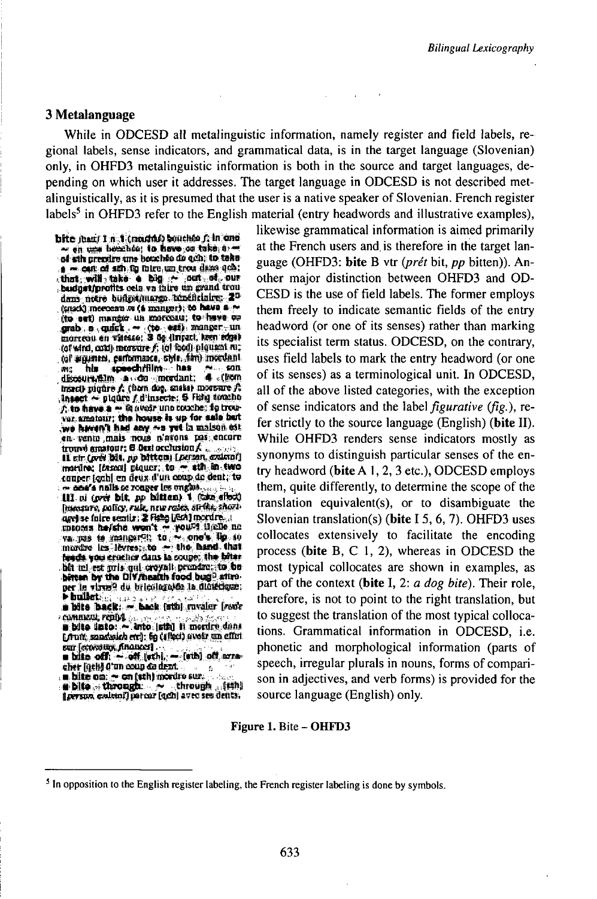## 3 Metalanguage

While in ODCESD all metalinguistic information, namely register and field labels, regional labels, sense indicators, and grammatical data, is in the target language (Slovenian) only, in OHFD3 metalinguistic information is both in the source and target languages, depending on which user it addresses. The target language in ODCESD is not described metalinguistically, as it is presumed that the user is a native speaker of Slovenian. French register labels[5] in OHFD3 refer to the English material (entry headwords and illustrative examples), likewise grammatical information is aimed primarily at the French users and is therefore in the target language (OHFD3: **bite** B vtr (*prét* bit, *pp* bitten)). Another major distinction between OHFD3 and ODCESD is the use of field labels. The former employs them freely to indicate semantic fields of the entry headword (or one of its senses) rather than marking its specialist term status. ODCESD, on the contrary, uses field labels to mark the entry headword (or one of its senses) as a terminological unit. In ODCESD, all of the above listed categories, with the exception of sense indicators and the label *figurative* (*fig.*), refer strictly to the source language (English) (**bite** II). While OHFD3 renders sense indicators mostly as synonyms to distinguish particular senses of the entry headword (**bite** A 1, 2, 3 etc.), ODCESD employs them, quite differently, to determine the scope of the translation equivalent(s), or to disambiguate the Slovenian translation(s) (**bite** I 5, 6, 7). OHFD3 uses collocates extensively to facilitate the encoding process (**bite** B, C 1, 2), whereas in ODCESD the most typical collocates are shown in examples, as part of the context (**bite** I, 2: *a dog bite*). Their role, therefore, is not to point to the right translation, but to suggest the translation of the most typical collocations. Grammatical information in ODCESD, i.e. phonetic and morphological information (parts of speech, irregular plurals in nouns, forms of comparison in adjectives, and verb forms) is provided for the source language (English) only.

**Figure 1.** Bite – OHFD3

---

[5] In opposition to the English register labeling, the French register labeling is done by symbols.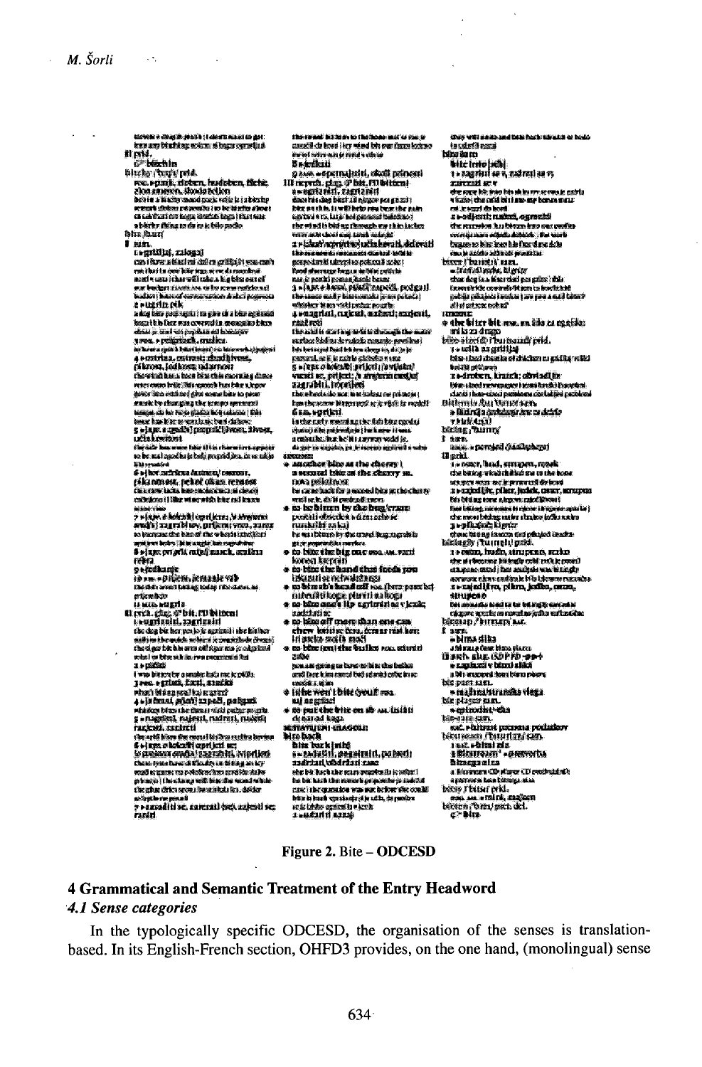Figure 2. Bite – ODCESD

## 4 Grammatical and Semantic Treatment of the Entry Headword

### 4.1 Sense categories

In the typologically specific ODCESD, the organisation of the senses is translation-based. In its English-French section, OHFD3 provides, on the one hand, (monolingual) sense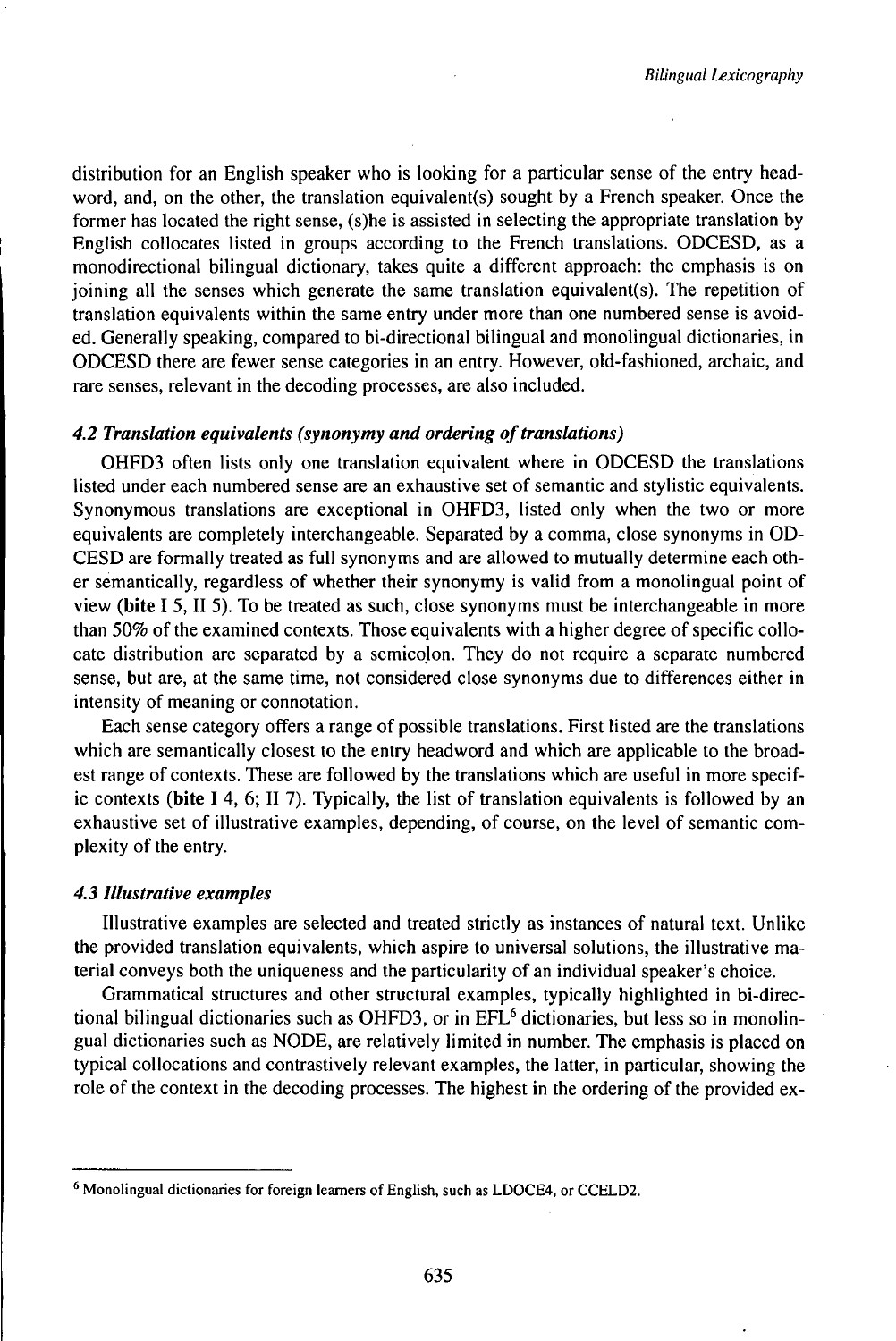distribution for an English speaker who is looking for a particular sense of the entry headword, and, on the other, the translation equivalent(s) sought by a French speaker. Once the former has located the right sense, (s)he is assisted in selecting the appropriate translation by English collocates listed in groups according to the French translations. ODCESD, as a monodirectional bilingual dictionary, takes quite a different approach: the emphasis is on joining all the senses which generate the same translation equivalent(s). The repetition of translation equivalents within the same entry under more than one numbered sense is avoided. Generally speaking, compared to bi-directional bilingual and monolingual dictionaries, in ODCESD there are fewer sense categories in an entry. However, old-fashioned, archaic, and rare senses, relevant in the decoding processes, are also included.

### *4.2 Translation equivalents (synonymy and ordering of translations)*

OHFD3 often lists only one translation equivalent where in ODCESD the translations listed under each numbered sense are an exhaustive set of semantic and stylistic equivalents. Synonymous translations are exceptional in OHFD3, listed only when the two or more equivalents are completely interchangeable. Separated by a comma, close synonyms in ODCESD are formally treated as full synonyms and are allowed to mutually determine each other semantically, regardless of whether their synonymy is valid from a monolingual point of view (**bite** I 5, II 5). To be treated as such, close synonyms must be interchangeable in more than 50% of the examined contexts. Those equivalents with a higher degree of specific collocate distribution are separated by a semicolon. They do not require a separate numbered sense, but are, at the same time, not considered close synonyms due to differences either in intensity of meaning or connotation.

Each sense category offers a range of possible translations. First listed are the translations which are semantically closest to the entry headword and which are applicable to the broadest range of contexts. These are followed by the translations which are useful in more specific contexts (**bite** I 4, 6; II 7). Typically, the list of translation equivalents is followed by an exhaustive set of illustrative examples, depending, of course, on the level of semantic complexity of the entry.

### *4.3 Illustrative examples*

Illustrative examples are selected and treated strictly as instances of natural text. Unlike the provided translation equivalents, which aspire to universal solutions, the illustrative material conveys both the uniqueness and the particularity of an individual speaker's choice.

Grammatical structures and other structural examples, typically highlighted in bi-directional bilingual dictionaries such as OHFD3, or in EFL[6] dictionaries, but less so in monolingual dictionaries such as NODE, are relatively limited in number. The emphasis is placed on typical collocations and contrastively relevant examples, the latter, in particular, showing the role of the context in the decoding processes. The highest in the ordering of the provided ex-

[6] Monolingual dictionaries for foreign learners of English, such as LDOCE4, or CCELD2.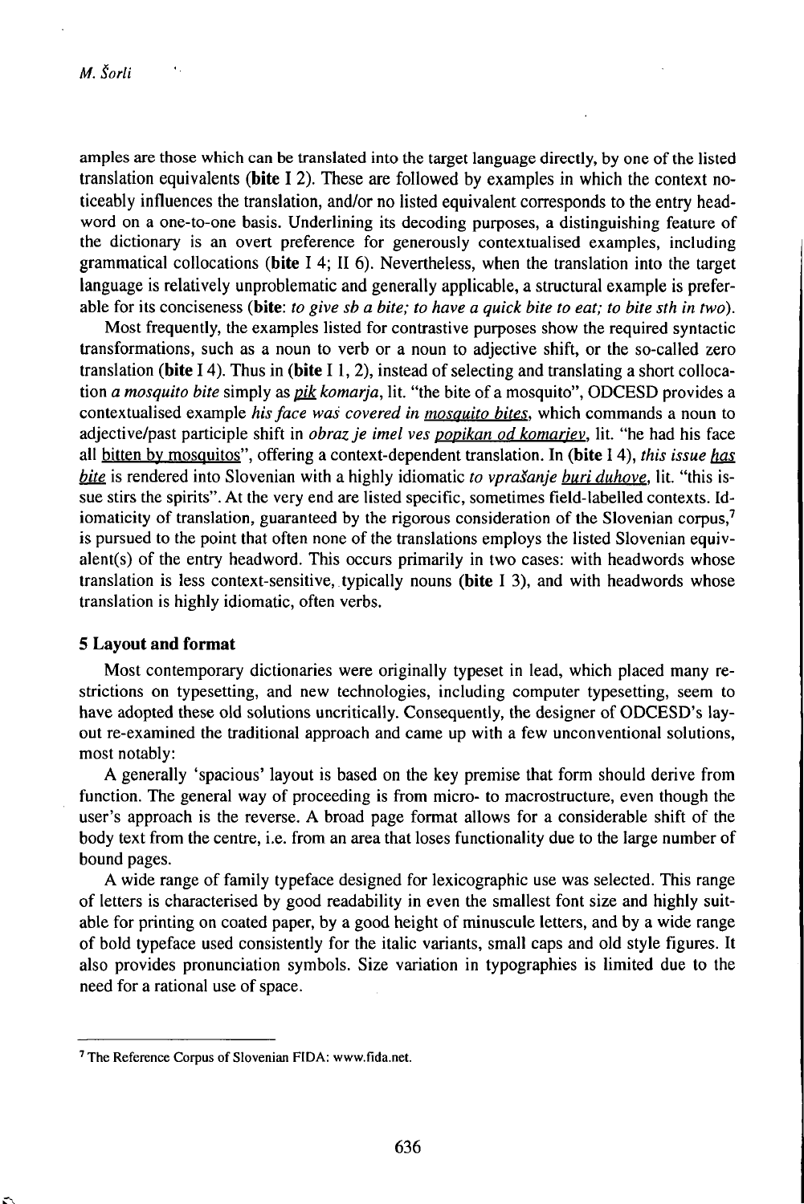amples are those which can be translated into the target language directly, by one of the listed translation equivalents (**bite** I 2). These are followed by examples in which the context noticeably influences the translation, and/or no listed equivalent corresponds to the entry headword on a one-to-one basis. Underlining its decoding purposes, a distinguishing feature of the dictionary is an overt preference for generously contextualised examples, including grammatical collocations (**bite** I 4; II 6). Nevertheless, when the translation into the target language is relatively unproblematic and generally applicable, a structural example is preferable for its conciseness (**bite**: *to give sb a bite; to have a quick bite to eat; to bite sth in two*).

Most frequently, the examples listed for contrastive purposes show the required syntactic transformations, such as a noun to verb or a noun to adjective shift, or the so-called zero translation (**bite** I 4). Thus in (**bite** I 1, 2), instead of selecting and translating a short collocation *a mosquito bite* simply as *pik komarja*, lit. "the bite of a mosquito", ODCESD provides a contextualised example *his face was covered in mosquito bites*, which commands a noun to adjective/past participle shift in *obraz je imel ves popikan od komarjev*, lit. "he had his face all bitten by mosquitos", offering a context-dependent translation. In (**bite** I 4), *this issue has bite* is rendered into Slovenian with a highly idiomatic *to vprašanje buri duhove*, lit. "this issue stirs the spirits". At the very end are listed specific, sometimes field-labelled contexts. Idiomaticity of translation, guaranteed by the rigorous consideration of the Slovenian corpus,[7] is pursued to the point that often none of the translations employs the listed Slovenian equivalent(s) of the entry headword. This occurs primarily in two cases: with headwords whose translation is less context-sensitive, typically nouns (**bite** I 3), and with headwords whose translation is highly idiomatic, often verbs.

## 5 Layout and format

Most contemporary dictionaries were originally typeset in lead, which placed many restrictions on typesetting, and new technologies, including computer typesetting, seem to have adopted these old solutions uncritically. Consequently, the designer of ODCESD's layout re-examined the traditional approach and came up with a few unconventional solutions, most notably:

A generally 'spacious' layout is based on the key premise that form should derive from function. The general way of proceeding is from micro- to macrostructure, even though the user's approach is the reverse. A broad page format allows for a considerable shift of the body text from the centre, i.e. from an area that loses functionality due to the large number of bound pages.

A wide range of family typeface designed for lexicographic use was selected. This range of letters is characterised by good readability in even the smallest font size and highly suitable for printing on coated paper, by a good height of minuscule letters, and by a wide range of bold typeface used consistently for the italic variants, small caps and old style figures. It also provides pronunciation symbols. Size variation in typographies is limited due to the need for a rational use of space.

---

[7] The Reference Corpus of Slovenian FIDA: www.fida.net.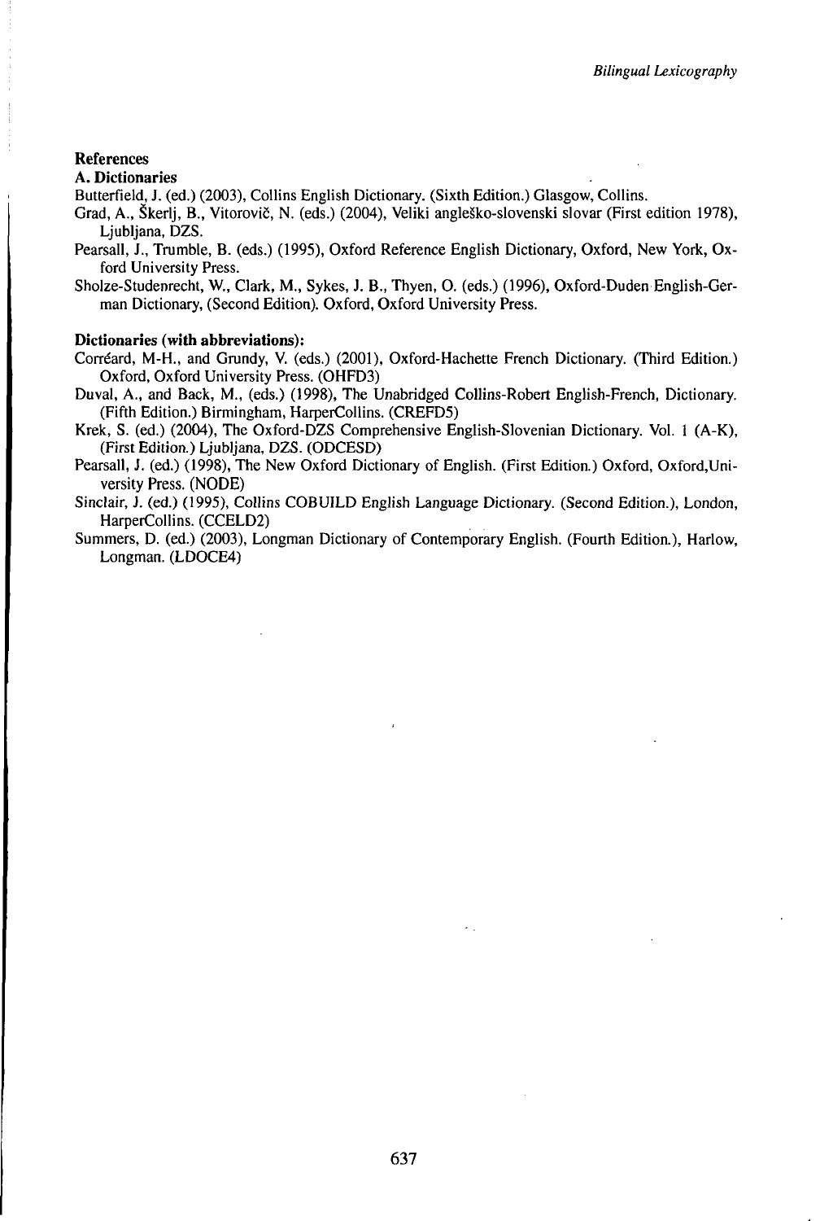### References

#### A. Dictionaries

Butterfield, J. (ed.) (2003), Collins English Dictionary. (Sixth Edition.) Glasgow, Collins.

Grad, A., Škerlj, B., Vitorovič, N. (eds.) (2004), Veliki angleško-slovenski slovar (First edition 1978), Ljubljana, DZS.

Pearsall, J., Trumble, B. (eds.) (1995), Oxford Reference English Dictionary, Oxford, New York, Oxford University Press.

Sholze-Studenrecht, W., Clark, M., Sykes, J. B., Thyen, O. (eds.) (1996), Oxford-Duden English-German Dictionary, (Second Edition). Oxford, Oxford University Press.

#### Dictionaries (with abbreviations):

Corréard, M-H., and Grundy, V. (eds.) (2001), Oxford-Hachette French Dictionary. (Third Edition.) Oxford, Oxford University Press. (OHFD3)

Duval, A., and Back, M., (eds.) (1998), The Unabridged Collins-Robert English-French, Dictionary. (Fifth Edition.) Birmingham, HarperCollins. (CREFD5)

Krek, S. (ed.) (2004), The Oxford-DZS Comprehensive English-Slovenian Dictionary. Vol. 1 (A-K), (First Edition.) Ljubljana, DZS. (ODCESD)

Pearsall, J. (ed.) (1998), The New Oxford Dictionary of English. (First Edition.) Oxford, Oxford,University Press. (NODE)

Sinclair, J. (ed.) (1995), Collins COBUILD English Language Dictionary. (Second Edition.), London, HarperCollins. (CCELD2)

Summers, D. (ed.) (2003), Longman Dictionary of Contemporary English. (Fourth Edition.), Harlow, Longman. (LDOCE4)